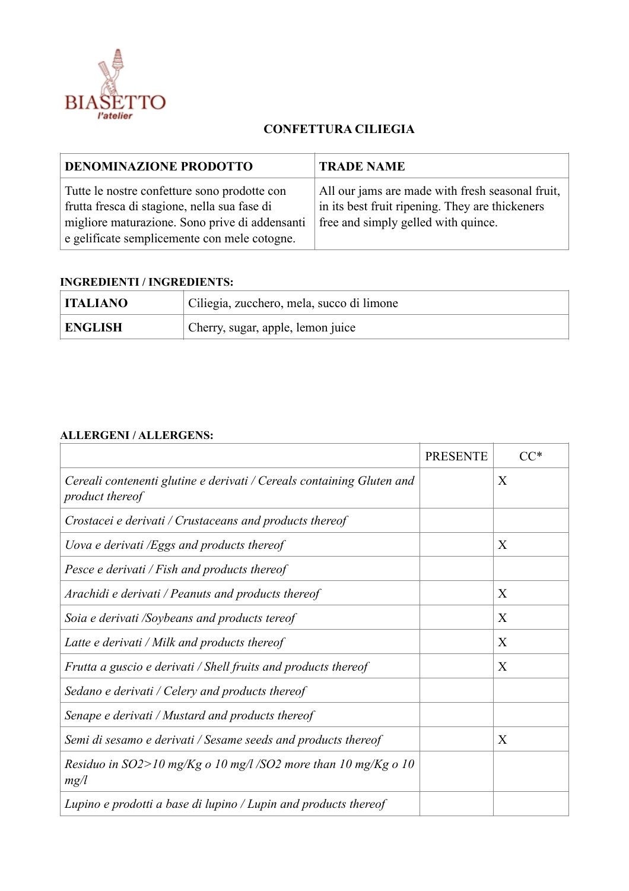BIASETTO
l'atelier

# CONFETTURA CILIEGIA

| DENOMINAZIONE PRODOTTO | TRADE NAME |
| --- | --- |
| Tutte le nostre confetture sono prodotte con frutta fresca di stagione, nella sua fase di migliore maturazione. Sono prive di addensanti e gelificate semplicemente con mele cotogne. | All our jams are made with fresh seasonal fruit, in its best fruit ripening. They are thickeners free and simply gelled with quince. |

**INGREDIENTI / INGREDIENTS:**

| | |
| --- | --- |
| **ITALIANO** | Ciliegia, zucchero, mela, succo di limone |
| **ENGLISH** | Cherry, sugar, apple, lemon juice |

**ALLERGENI / ALLERGENS:**

| | PRESENTE | CC* |
| --- | --- | --- |
| *Cereali contenenti glutine e derivati / Cereals containing Gluten and product thereof* | | X |
| *Crostacei e derivati / Crustaceans and products thereof* | | |
| *Uova e derivati /Eggs and products thereof* | | X |
| *Pesce e derivati / Fish and products thereof* | | |
| *Arachidi e derivati / Peanuts and products thereof* | | X |
| *Soia e derivati /Soybeans and products tereof* | | X |
| *Latte e derivati / Milk and products thereof* | | X |
| *Frutta a guscio e derivati / Shell fruits and products thereof* | | X |
| *Sedano e derivati / Celery and products thereof* | | |
| *Senape e derivati / Mustard and products thereof* | | |
| *Semi di sesamo e derivati / Sesame seeds and products thereof* | | X |
| *Residuo in $SO_2$>10 mg/Kg o 10 mg/l /$SO_2$ more than 10 mg/Kg o 10 mg/l* | | |
| *Lupino e prodotti a base di lupino / Lupin and products thereof* | | |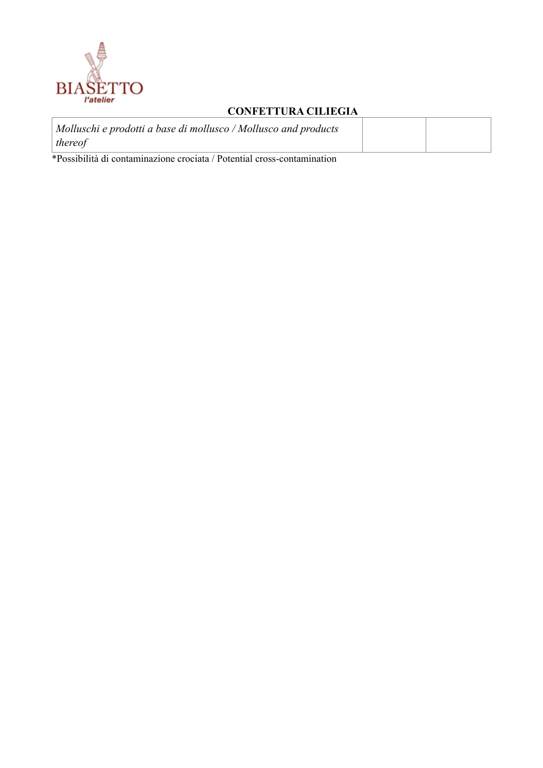**CONFETTURA CILIEGIA**

| | | |
|---|---|---|
| *Molluschi e prodotti a base di mollusco / Mollusco and products thereof* | | |

*Possibilità di contaminazione crociata / Potential cross-contamination